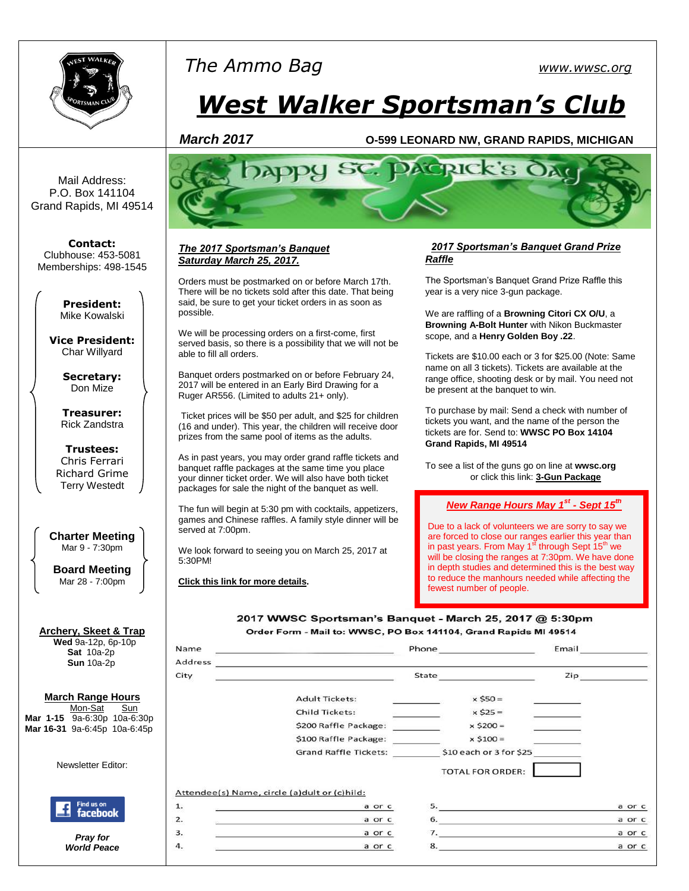# The Ammo Bag

www.wwsc.org

# West Walker Sportsman's Club

**March 2017** — **O-599 LEONARD NW, GRAND RAPIDS, MICHIGAN**

Mail Address:
P.O. Box 141104
Grand Rapids, MI 49514

**Contact:**
Clubhouse: 453-5081
Memberships: 498-1545

**President:**
Mike Kowalski

**Vice President:**
Char Willyard

**Secretary:**
Don Mize

**Treasurer:**
Rick Zandstra

**Trustees:**
Chris Ferrari
Richard Grime
Terry Westedt

**Charter Meeting**
Mar 9 - 7:30pm

**Board Meeting**
Mar 28 - 7:00pm

**Archery, Skeet & Trap**
**Wed** 9a-12p, 6p-10p
**Sat** 10a-2p
**Sun** 10a-2p

**March Range Hours**

| | Mon-Sat | Sun |
|---|---|---|
| **Mar 1-15** | 9a-6:30p | 10a-6:30p |
| **Mar 16-31** | 9a-6:45p | 10a-6:45p |

Newsletter Editor:

Find us on facebook

***Pray for World Peace***

happy St. Patrick's Day

## The 2017 Sportsman's Banquet
## Saturday March 25, 2017.

Orders must be postmarked on or before March 17th. There will be no tickets sold after this date. That being said, be sure to get your ticket orders in as soon as possible.

We will be processing orders on a first-come, first served basis, so there is a possibility that we will not be able to fill all orders.

Banquet orders postmarked on or before February 24, 2017 will be entered in an Early Bird Drawing for a Ruger AR556. (Limited to adults 21+ only).

Ticket prices will be $50 per adult, and $25 for children (16 and under). This year, the children will receive door prizes from the same pool of items as the adults.

As in past years, you may order grand raffle tickets and banquet raffle packages at the same time you place your dinner ticket order. We will also have both ticket packages for sale the night of the banquet as well.

The fun will begin at 5:30 pm with cocktails, appetizers, games and Chinese raffles. A family style dinner will be served at 7:00pm.

We look forward to seeing you on March 25, 2017 at 5:30PM!

**Click this link for more details.**

## 2017 Sportsman's Banquet Grand Prize Raffle

The Sportsman's Banquet Grand Prize Raffle this year is a very nice 3-gun package.

We are raffling of a **Browning Citori CX O/U**, a **Browning A-Bolt Hunter** with Nikon Buckmaster scope, and a **Henry Golden Boy .22**.

Tickets are $10.00 each or 3 for $25.00 (Note: Same name on all 3 tickets). Tickets are available at the range office, shooting desk or by mail. You need not be present at the banquet to win.

To purchase by mail: Send a check with number of tickets you want, and the name of the person the tickets are for. Send to: **WWSC PO Box 14104 Grand Rapids, MI 49514**

To see a list of the guns go on line at **wwsc.org** or click this link: **3-Gun Package**

### New Range Hours May 1st - Sept 15th

Due to a lack of volunteers we are sorry to say we are forced to close our ranges earlier this year than in past years. From May 1st through Sept 15th we will be closing the ranges at 7:30pm. We have done in depth studies and determined this is the best way to reduce the manhours needed while affecting the fewest number of people.

### 2017 WWSC Sportsman's Banquet - March 25, 2017 @ 5:30pm
**Order Form - Mail to: WWSC, PO Box 141104, Grand Rapids MI 49514**

Name ____________________ Phone ____________ Email ____________

Address ________________________________________________

City ____________________ State ____________ Zip ____________

| | | | |
|---|---|---|---|
| Adult Tickets: | ________ | x $50 = | ________ |
| Child Tickets: | ________ | x $25 = | ________ |
| $200 Raffle Package: | ________ | x $200 = | ________ |
| $100 Raffle Package: | ________ | x $100 = | ________ |
| Grand Raffle Tickets: | ________ | $10 each or 3 for $25 | ________ |
| | | TOTAL FOR ORDER: | ________ |

Attendee(s) Name, circle (a)dult or (c)hild:

| | | | | | |
|---|---|---|---|---|---|
| 1. | ____________ | a or c | 5. | ____________ | a or c |
| 2. | ____________ | a or c | 6. | ____________ | a or c |
| 3. | ____________ | a or c | 7. | ____________ | a or c |
| 4. | ____________ | a or c | 8. | ____________ | a or c |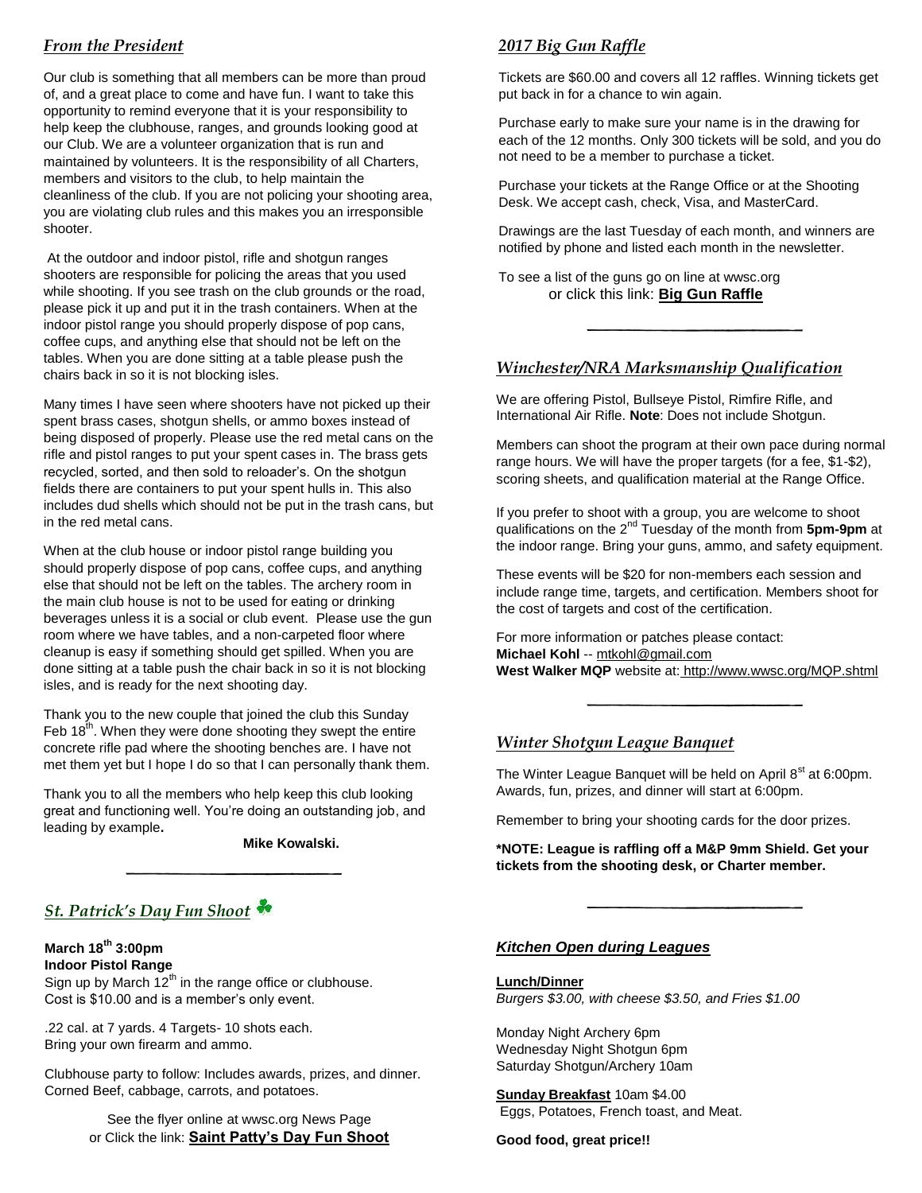## *From the President*

Our club is something that all members can be more than proud of, and a great place to come and have fun. I want to take this opportunity to remind everyone that it is your responsibility to help keep the clubhouse, ranges, and grounds looking good at our Club. We are a volunteer organization that is run and maintained by volunteers. It is the responsibility of all Charters, members and visitors to the club, to help maintain the cleanliness of the club. If you are not policing your shooting area, you are violating club rules and this makes you an irresponsible shooter.

At the outdoor and indoor pistol, rifle and shotgun ranges shooters are responsible for policing the areas that you used while shooting. If you see trash on the club grounds or the road, please pick it up and put it in the trash containers. When at the indoor pistol range you should properly dispose of pop cans, coffee cups, and anything else that should not be left on the tables. When you are done sitting at a table please push the chairs back in so it is not blocking isles.

Many times I have seen where shooters have not picked up their spent brass cases, shotgun shells, or ammo boxes instead of being disposed of properly. Please use the red metal cans on the rifle and pistol ranges to put your spent cases in. The brass gets recycled, sorted, and then sold to reloader's. On the shotgun fields there are containers to put your spent hulls in. This also includes dud shells which should not be put in the trash cans, but in the red metal cans.

When at the club house or indoor pistol range building you should properly dispose of pop cans, coffee cups, and anything else that should not be left on the tables. The archery room in the main club house is not to be used for eating or drinking beverages unless it is a social or club event. Please use the gun room where we have tables, and a non-carpeted floor where cleanup is easy if something should get spilled. When you are done sitting at a table push the chair back in so it is not blocking isles, and is ready for the next shooting day.

Thank you to the new couple that joined the club this Sunday Feb 18th. When they were done shooting they swept the entire concrete rifle pad where the shooting benches are. I have not met them yet but I hope I do so that I can personally thank them.

Thank you to all the members who help keep this club looking great and functioning well. You're doing an outstanding job, and leading by example**.**

**Mike Kowalski.**

---

## *St. Patrick's Day Fun Shoot* ☘

**March 18th 3:00pm**
**Indoor Pistol Range**
Sign up by March 12th in the range office or clubhouse.
Cost is $10.00 and is a member's only event.

.22 cal. at 7 yards. 4 Targets- 10 shots each.
Bring your own firearm and ammo.

Clubhouse party to follow: Includes awards, prizes, and dinner.
Corned Beef, cabbage, carrots, and potatoes.

See the flyer online at wwsc.org News Page
or Click the link: **Saint Patty's Day Fun Shoot**

## *2017 Big Gun Raffle*

Tickets are $60.00 and covers all 12 raffles. Winning tickets get put back in for a chance to win again.

Purchase early to make sure your name is in the drawing for each of the 12 months. Only 300 tickets will be sold, and you do not need to be a member to purchase a ticket.

Purchase your tickets at the Range Office or at the Shooting Desk. We accept cash, check, Visa, and MasterCard.

Drawings are the last Tuesday of each month, and winners are notified by phone and listed each month in the newsletter.

To see a list of the guns go on line at wwsc.org
or click this link: **Big Gun Raffle**

---

## *Winchester/NRA Marksmanship Qualification*

We are offering Pistol, Bullseye Pistol, Rimfire Rifle, and International Air Rifle. **Note**: Does not include Shotgun.

Members can shoot the program at their own pace during normal range hours. We will have the proper targets (for a fee, $1-$2), scoring sheets, and qualification material at the Range Office.

If you prefer to shoot with a group, you are welcome to shoot qualifications on the 2nd Tuesday of the month from **5pm-9pm** at the indoor range. Bring your guns, ammo, and safety equipment.

These events will be $20 for non-members each session and include range time, targets, and certification. Members shoot for the cost of targets and cost of the certification.

For more information or patches please contact:
**Michael Kohl** -- mtkohl@gmail.com
**West Walker MQP** website at: http://www.wwsc.org/MQP.shtml

---

## *Winter Shotgun League Banquet*

The Winter League Banquet will be held on April 8st at 6:00pm. Awards, fun, prizes, and dinner will start at 6:00pm.

Remember to bring your shooting cards for the door prizes.

**\*NOTE: League is raffling off a M&P 9mm Shield. Get your tickets from the shooting desk, or Charter member.**

---

## *Kitchen Open during Leagues*

**Lunch/Dinner**
*Burgers $3.00, with cheese $3.50, and Fries $1.00*

Monday Night Archery 6pm
Wednesday Night Shotgun 6pm
Saturday Shotgun/Archery 10am

**Sunday Breakfast** 10am $4.00
Eggs, Potatoes, French toast, and Meat.

**Good food, great price!!**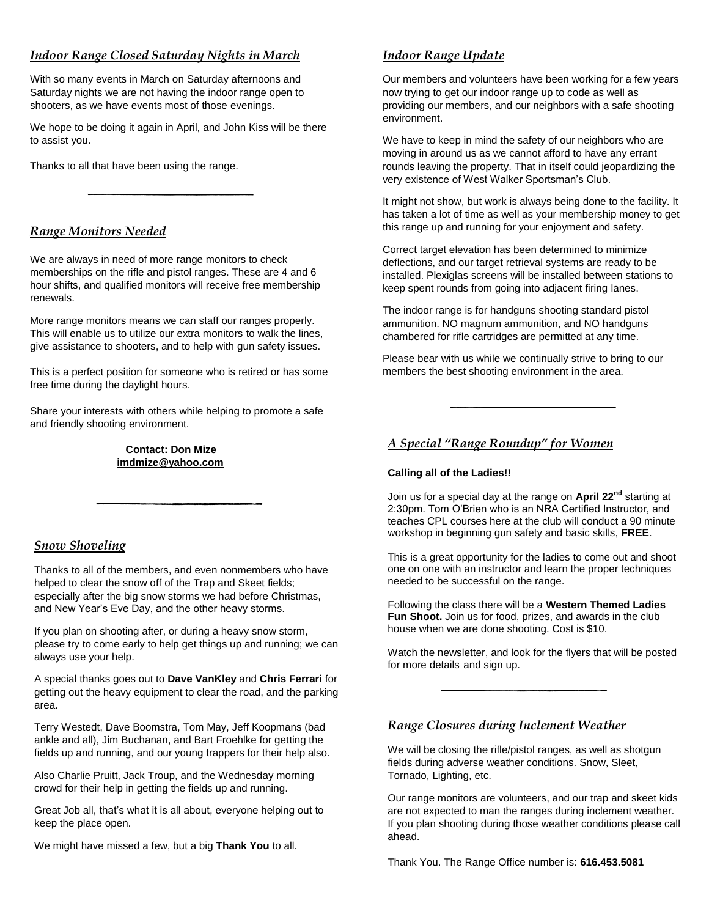## *Indoor Range Closed Saturday Nights in March*

With so many events in March on Saturday afternoons and Saturday nights we are not having the indoor range open to shooters, as we have events most of those evenings.

We hope to be doing it again in April, and John Kiss will be there to assist you.

Thanks to all that have been using the range.

---

## *Range Monitors Needed*

We are always in need of more range monitors to check memberships on the rifle and pistol ranges. These are 4 and 6 hour shifts, and qualified monitors will receive free membership renewals.

More range monitors means we can staff our ranges properly. This will enable us to utilize our extra monitors to walk the lines, give assistance to shooters, and to help with gun safety issues.

This is a perfect position for someone who is retired or has some free time during the daylight hours.

Share your interests with others while helping to promote a safe and friendly shooting environment.

**Contact: Don Mize**
**imdmize@yahoo.com**

---

## *Snow Shoveling*

Thanks to all of the members, and even nonmembers who have helped to clear the snow off of the Trap and Skeet fields; especially after the big snow storms we had before Christmas, and New Year's Eve Day, and the other heavy storms.

If you plan on shooting after, or during a heavy snow storm, please try to come early to help get things up and running; we can always use your help.

A special thanks goes out to **Dave VanKley** and **Chris Ferrari** for getting out the heavy equipment to clear the road, and the parking area.

Terry Westedt, Dave Boomstra, Tom May, Jeff Koopmans (bad ankle and all), Jim Buchanan, and Bart Froehlke for getting the fields up and running, and our young trappers for their help also.

Also Charlie Pruitt, Jack Troup, and the Wednesday morning crowd for their help in getting the fields up and running.

Great Job all, that's what it is all about, everyone helping out to keep the place open.

We might have missed a few, but a big **Thank You** to all.

## *Indoor Range Update*

Our members and volunteers have been working for a few years now trying to get our indoor range up to code as well as providing our members, and our neighbors with a safe shooting environment.

We have to keep in mind the safety of our neighbors who are moving in around us as we cannot afford to have any errant rounds leaving the property. That in itself could jeopardizing the very existence of West Walker Sportsman's Club.

It might not show, but work is always being done to the facility. It has taken a lot of time as well as your membership money to get this range up and running for your enjoyment and safety.

Correct target elevation has been determined to minimize deflections, and our target retrieval systems are ready to be installed. Plexiglas screens will be installed between stations to keep spent rounds from going into adjacent firing lanes.

The indoor range is for handguns shooting standard pistol ammunition. NO magnum ammunition, and NO handguns chambered for rifle cartridges are permitted at any time.

Please bear with us while we continually strive to bring to our members the best shooting environment in the area.

---

## *A Special "Range Roundup" for Women*

**Calling all of the Ladies!!**

Join us for a special day at the range on **April 22nd** starting at 2:30pm. Tom O'Brien who is an NRA Certified Instructor, and teaches CPL courses here at the club will conduct a 90 minute workshop in beginning gun safety and basic skills, **FREE**.

This is a great opportunity for the ladies to come out and shoot one on one with an instructor and learn the proper techniques needed to be successful on the range.

Following the class there will be a **Western Themed Ladies Fun Shoot.** Join us for food, prizes, and awards in the club house when we are done shooting. Cost is $10.

Watch the newsletter, and look for the flyers that will be posted for more details and sign up.

---

## *Range Closures during Inclement Weather*

We will be closing the rifle/pistol ranges, as well as shotgun fields during adverse weather conditions. Snow, Sleet, Tornado, Lighting, etc.

Our range monitors are volunteers, and our trap and skeet kids are not expected to man the ranges during inclement weather. If you plan shooting during those weather conditions please call ahead.

Thank You. The Range Office number is: **616.453.5081**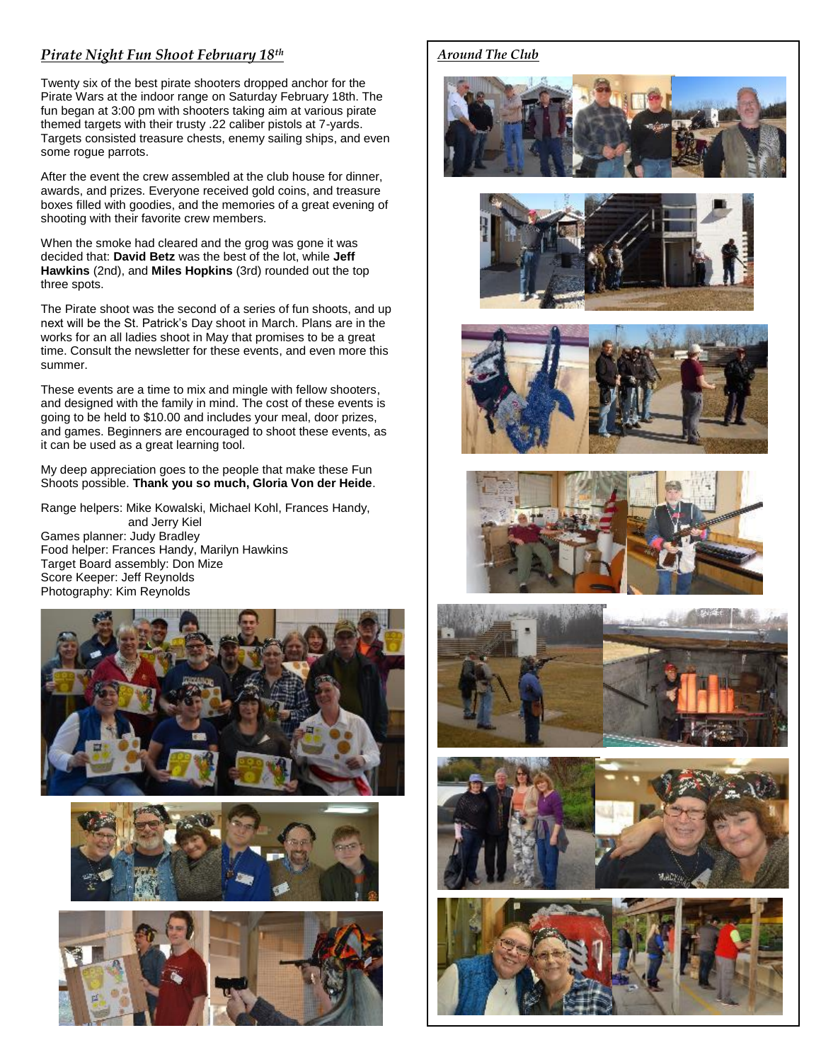## *Pirate Night Fun Shoot February 18th*

Twenty six of the best pirate shooters dropped anchor for the Pirate Wars at the indoor range on Saturday February 18th. The fun began at 3:00 pm with shooters taking aim at various pirate themed targets with their trusty .22 caliber pistols at 7-yards. Targets consisted treasure chests, enemy sailing ships, and even some rogue parrots.

After the event the crew assembled at the club house for dinner, awards, and prizes. Everyone received gold coins, and treasure boxes filled with goodies, and the memories of a great evening of shooting with their favorite crew members.

When the smoke had cleared and the grog was gone it was decided that: **David Betz** was the best of the lot, while **Jeff Hawkins** (2nd), and **Miles Hopkins** (3rd) rounded out the top three spots.

The Pirate shoot was the second of a series of fun shoots, and up next will be the St. Patrick's Day shoot in March. Plans are in the works for an all ladies shoot in May that promises to be a great time. Consult the newsletter for these events, and even more this summer.

These events are a time to mix and mingle with fellow shooters, and designed with the family in mind. The cost of these events is going to be held to $10.00 and includes your meal, door prizes, and games. Beginners are encouraged to shoot these events, as it can be used as a great learning tool.

My deep appreciation goes to the people that make these Fun Shoots possible. **Thank you so much, Gloria Von der Heide**.

Range helpers: Mike Kowalski, Michael Kohl, Frances Handy, and Jerry Kiel
Games planner: Judy Bradley
Food helper: Frances Handy, Marilyn Hawkins
Target Board assembly: Don Mize
Score Keeper: Jeff Reynolds
Photography: Kim Reynolds

## *Around The Club*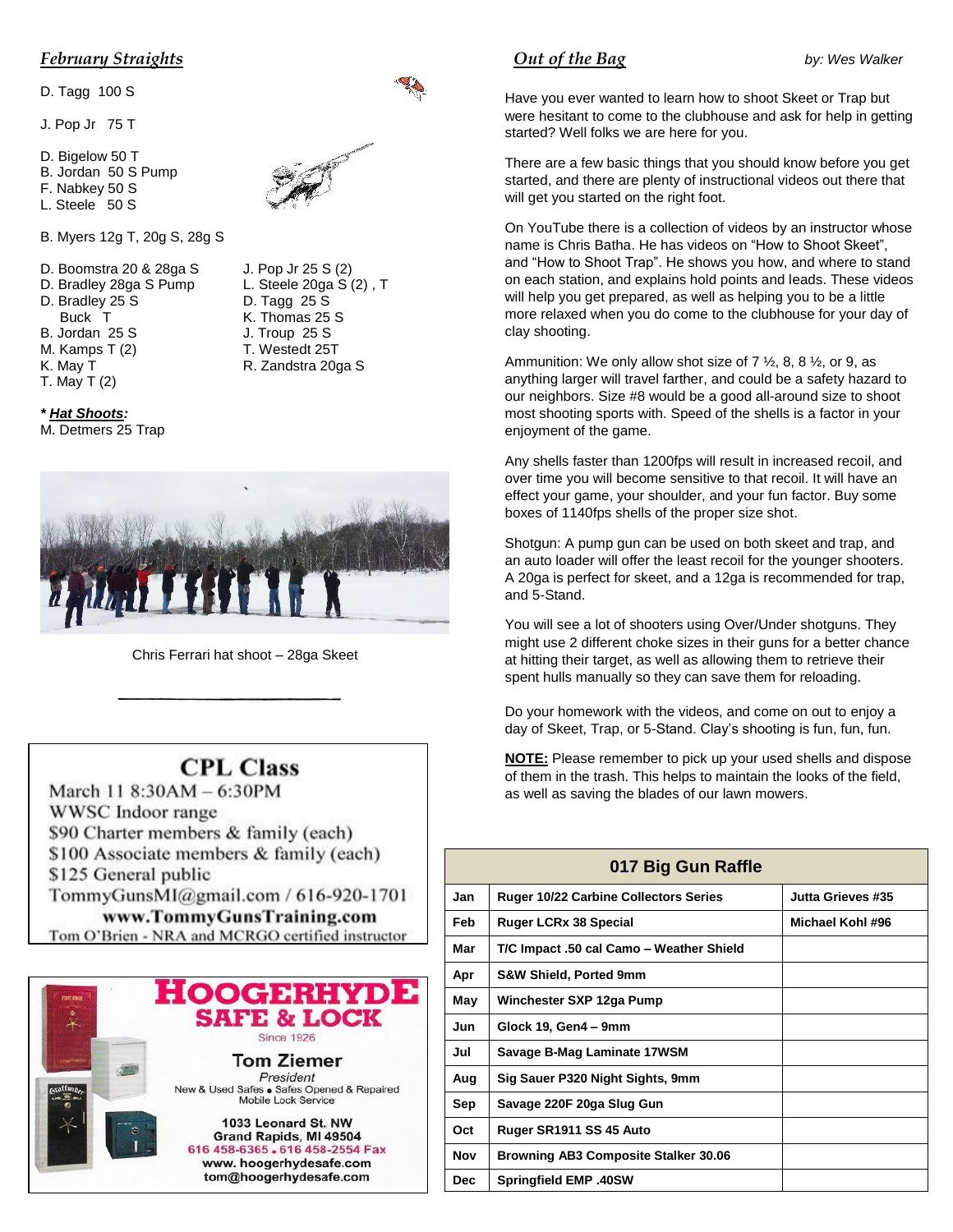## *February Straights*

D. Tagg 100 S

J. Pop Jr 75 T

D. Bigelow 50 T
B. Jordan 50 S Pump
F. Nabkey 50 S
L. Steele 50 S

B. Myers 12g T, 20g S, 28g S

D. Boomstra 20 & 28ga S
D. Bradley 28ga S Pump
D. Bradley 25 S
Buck T
B. Jordan 25 S
M. Kamps T (2)
K. May T
T. May T (2)

J. Pop Jr 25 S (2)
L. Steele 20ga S (2) , T
D. Tagg 25 S
K. Thomas 25 S
J. Troup 25 S
T. Westedt 25T
R. Zandstra 20ga S

***Hat Shoots*:**
M. Detmers 25 Trap

Chris Ferrari hat shoot – 28ga Skeet

---

**CPL Class**
March 11 8:30AM – 6:30PM
WWSC Indoor range
$90 Charter members & family (each)
$100 Associate members & family (each)
$125 General public
TommyGunsMI@gmail.com / 616-920-1701
**www.TommyGunsTraining.com**
Tom O'Brien - NRA and MCRGO certified instructor

---

**HOOGERHYDE SAFE & LOCK**
Since 1926
**Tom Ziemer**
*President*
New & Used Safes • Safes Opened & Repaired
Mobile Lock Service
**1033 Leonard St. NW**
**Grand Rapids, MI 49504**
616 458-6365 • 616 458-2554 Fax
www.hoogerhydesafe.com
tom@hoogerhydesafe.com

---

## *Out of the Bag*

*by: Wes Walker*

Have you ever wanted to learn how to shoot Skeet or Trap but were hesitant to come to the clubhouse and ask for help in getting started? Well folks we are here for you.

There are a few basic things that you should know before you get started, and there are plenty of instructional videos out there that will get you started on the right foot.

On YouTube there is a collection of videos by an instructor whose name is Chris Batha. He has videos on "How to Shoot Skeet", and "How to Shoot Trap". He shows you how, and where to stand on each station, and explains hold points and leads. These videos will help you get prepared, as well as helping you to be a little more relaxed when you do come to the clubhouse for your day of clay shooting.

Ammunition: We only allow shot size of 7 ½, 8, 8 ½, or 9, as anything larger will travel farther, and could be a safety hazard to our neighbors. Size #8 would be a good all-around size to shoot most shooting sports with. Speed of the shells is a factor in your enjoyment of the game.

Any shells faster than 1200fps will result in increased recoil, and over time you will become sensitive to that recoil. It will have an effect your game, your shoulder, and your fun factor. Buy some boxes of 1140fps shells of the proper size shot.

Shotgun: A pump gun can be used on both skeet and trap, and an auto loader will offer the least recoil for the younger shooters. A 20ga is perfect for skeet, and a 12ga is recommended for trap, and 5-Stand.

You will see a lot of shooters using Over/Under shotguns. They might use 2 different choke sizes in their guns for a better chance at hitting their target, as well as allowing them to retrieve their spent hulls manually so they can save them for reloading.

Do your homework with the videos, and come on out to enjoy a day of Skeet, Trap, or 5-Stand. Clay's shooting is fun, fun, fun.

**NOTE:** Please remember to pick up your used shells and dispose of them in the trash. This helps to maintain the looks of the field, as well as saving the blades of our lawn mowers.

| 017 Big Gun Raffle | | |
|---|---|---|
| **Jan** | **Ruger 10/22 Carbine Collectors Series** | **Jutta Grieves #35** |
| **Feb** | **Ruger LCRx 38 Special** | **Michael Kohl #96** |
| **Mar** | **T/C Impact .50 cal Camo – Weather Shield** | |
| **Apr** | **S&W Shield, Ported 9mm** | |
| **May** | **Winchester SXP 12ga Pump** | |
| **Jun** | **Glock 19, Gen4 – 9mm** | |
| **Jul** | **Savage B-Mag Laminate 17WSM** | |
| **Aug** | **Sig Sauer P320 Night Sights, 9mm** | |
| **Sep** | **Savage 220F 20ga Slug Gun** | |
| **Oct** | **Ruger SR1911 SS 45 Auto** | |
| **Nov** | **Browning AB3 Composite Stalker 30.06** | |
| **Dec** | **Springfield EMP .40SW** | |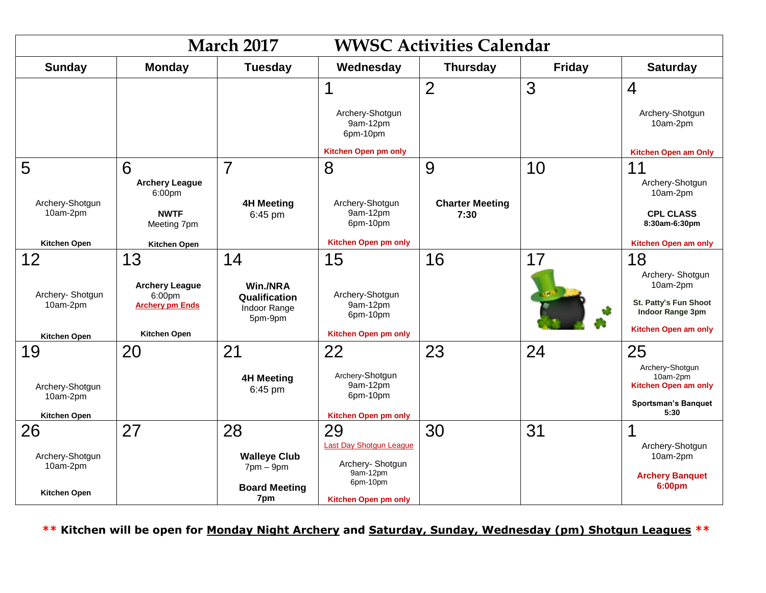# March 2017 WWSC Activities Calendar

| Sunday | Monday | Tuesday | Wednesday | Thursday | Friday | Saturday |
|---|---|---|---|---|---|---|
| | | | 1<br>Archery-Shotgun<br>9am-12pm<br>6pm-10pm<br>**Kitchen Open pm only** | 2 | 3 | 4<br>Archery-Shotgun<br>10am-2pm<br>**Kitchen Open am Only** |
| 5<br>Archery-Shotgun<br>10am-2pm<br>**Kitchen Open** | 6<br>**Archery League**<br>6:00pm<br>**NWTF**<br>Meeting 7pm<br>**Kitchen Open** | 7<br>**4H Meeting**<br>6:45 pm | 8<br>Archery-Shotgun<br>9am-12pm<br>6pm-10pm<br>**Kitchen Open pm only** | 9<br>**Charter Meeting**<br>**7:30** | 10 | 11<br>Archery-Shotgun<br>10am-2pm<br>**CPL CLASS**<br>**8:30am-6:30pm**<br>**Kitchen Open am only** |
| 12<br>Archery- Shotgun<br>10am-2pm<br>**Kitchen Open** | 13<br>**Archery League**<br>6:00pm<br>Archery pm Ends<br>**Kitchen Open** | 14<br>**Win./NRA Qualification**<br>Indoor Range<br>5pm-9pm | 15<br>Archery-Shotgun<br>9am-12pm<br>6pm-10pm<br>**Kitchen Open pm only** | 16 | 17 | 18<br>Archery- Shotgun<br>10am-2pm<br>**St. Patty's Fun Shoot**<br>**Indoor Range 3pm**<br>**Kitchen Open am only** |
| 19<br>Archery-Shotgun<br>10am-2pm<br>**Kitchen Open** | 20 | 21<br>**4H Meeting**<br>6:45 pm | 22<br>Archery-Shotgun<br>9am-12pm<br>6pm-10pm<br>**Kitchen Open pm only** | 23 | 24 | 25<br>Archery-Shotgun<br>10am-2pm<br>**Kitchen Open am only**<br>**Sportsman's Banquet**<br>**5:30** |
| 26<br>Archery-Shotgun<br>10am-2pm<br>**Kitchen Open** | 27 | 28<br>**Walleye Club**<br>7pm – 9pm<br>**Board Meeting**<br>**7pm** | 29<br>Last Day Shotgun League<br>Archery- Shotgun<br>9am-12pm<br>6pm-10pm<br>**Kitchen Open pm only** | 30 | 31 | 1<br>Archery-Shotgun<br>10am-2pm<br>**Archery Banquet**<br>**6:00pm** |

**\*\* Kitchen will be open for Monday Night Archery and Saturday, Sunday, Wednesday (pm) Shotgun Leagues \*\***